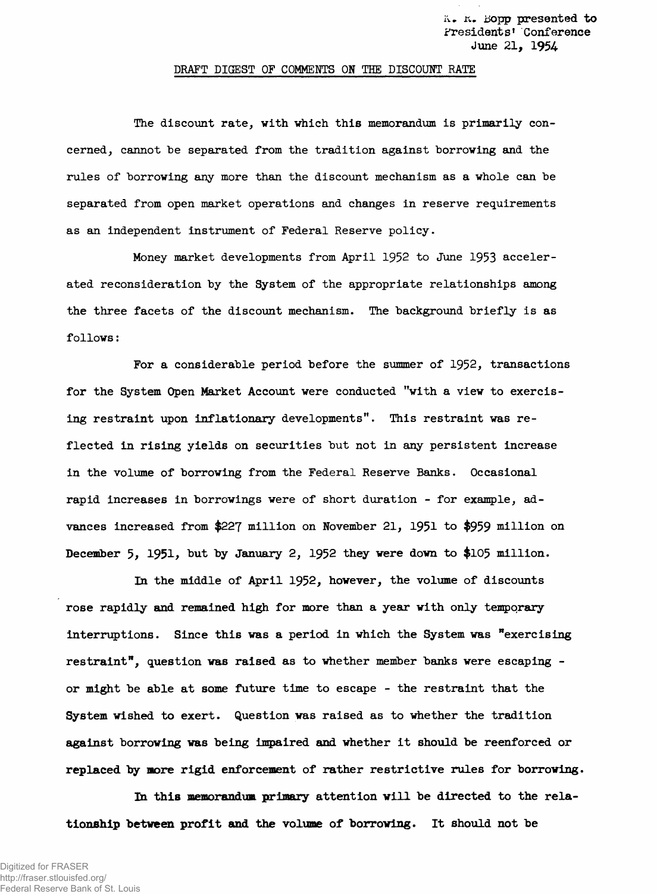K. R. Bopp presented to Presidents' Conference June 21, 1954

## DRAFT DIGEST OF COMMENTS ON THE DISCOUNT RATE

The discount rate, with which this memorandum is primarily concerned, cannot be separated from the tradition against borrowing and the rules of borrowing any more than the discount mechanism as a whole can be separated from open market operations and changes in reserve requirements as an independent instrument of Federal Reserve policy.

Money market developments from April 1952 to June 1953 accelerated reconsideration by the System of the appropriate relationships among the three facets of the discount mechanism. The background briefly is as follows:

For a considerable period before the summer of 1952, transactions for the System Open Market Account were conducted "with a view to exercising restraint upon inflationary developments". This restraint was reflected in rising yields on securities but not in any persistent increase in the volume of borrowing from the Federal Reserve Banks. Occasional rapid increases in borrowings were of short duration - for example, advances increased from $227 million on November 21, 1951 to $959 million on December 5, 1951, but by January 2, 1952 they were down to $105 million.

In the middle of April 1952, however, the volume of discounts rose rapidly and remained high for more than a year with only temporary interruptions. Since this was a period in which the System was "exercising restraint", question was raised as to whether member banks were escaping - or might be able at some future time to escape - the restraint that the System wished to exert. Question was raised as to whether the tradition against borrowing was being impaired and whether it should be reenforced or replaced by more rigid enforcement of rather restrictive rules for borrowing.

In this memorandum primary attention will be directed to the relationship between profit and the volume of borrowing. It should not be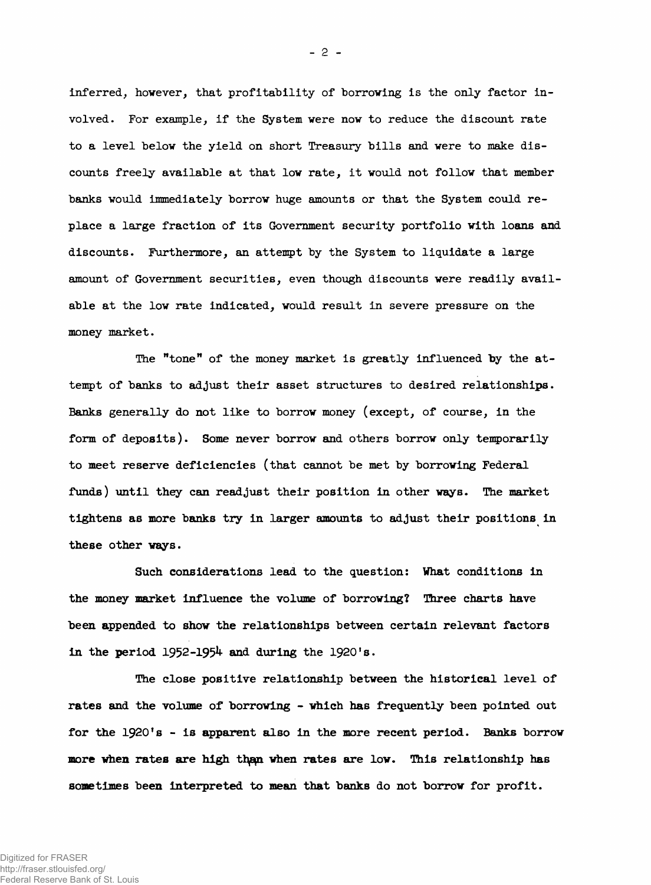inferred, however, that profitability of borrowing is the only factor involved. For example, if the System were now to reduce the discount rate to a level below the yield on short Treasury bills and were to make discounts freely available at that low rate, it would not follow that member banks would immediately borrow huge amounts or that the System could replace a large fraction of its Government security portfolio with loans and discounts. Furthermore, an attempt by the System to liquidate a large amount of Government securities, even though discounts were readily available at the low rate indicated, would result in severe pressure on the money market.

The "tone" of the money market is greatly influenced by the attempt of banks to adjust their asset structures to desired relationships. Banks generally do not like to borrow money (except, of course, in the form of deposits). Some never borrow and others borrow only temporarily to meet reserve deficiencies (that cannot be met by borrowing Federal funds) until they can readjust their position in other ways. The market tightens as more banks try in larger amounts to adjust their positions in these other ways.

Such considerations lead to the question: What conditions in the money market influence the volume of borrowing? Three charts have been appended to show the relationships between certain relevant factors in the period 1952-1954 and during the 1920's.

The close positive relationship between the historical level of rates and the volume of borrowing - which has frequently been pointed out for the 1920's - is apparent also in the more recent period. Banks borrow more when rates are high than when rates are low. This relationship has sometimes been interpreted to mean that banks do not borrow for profit.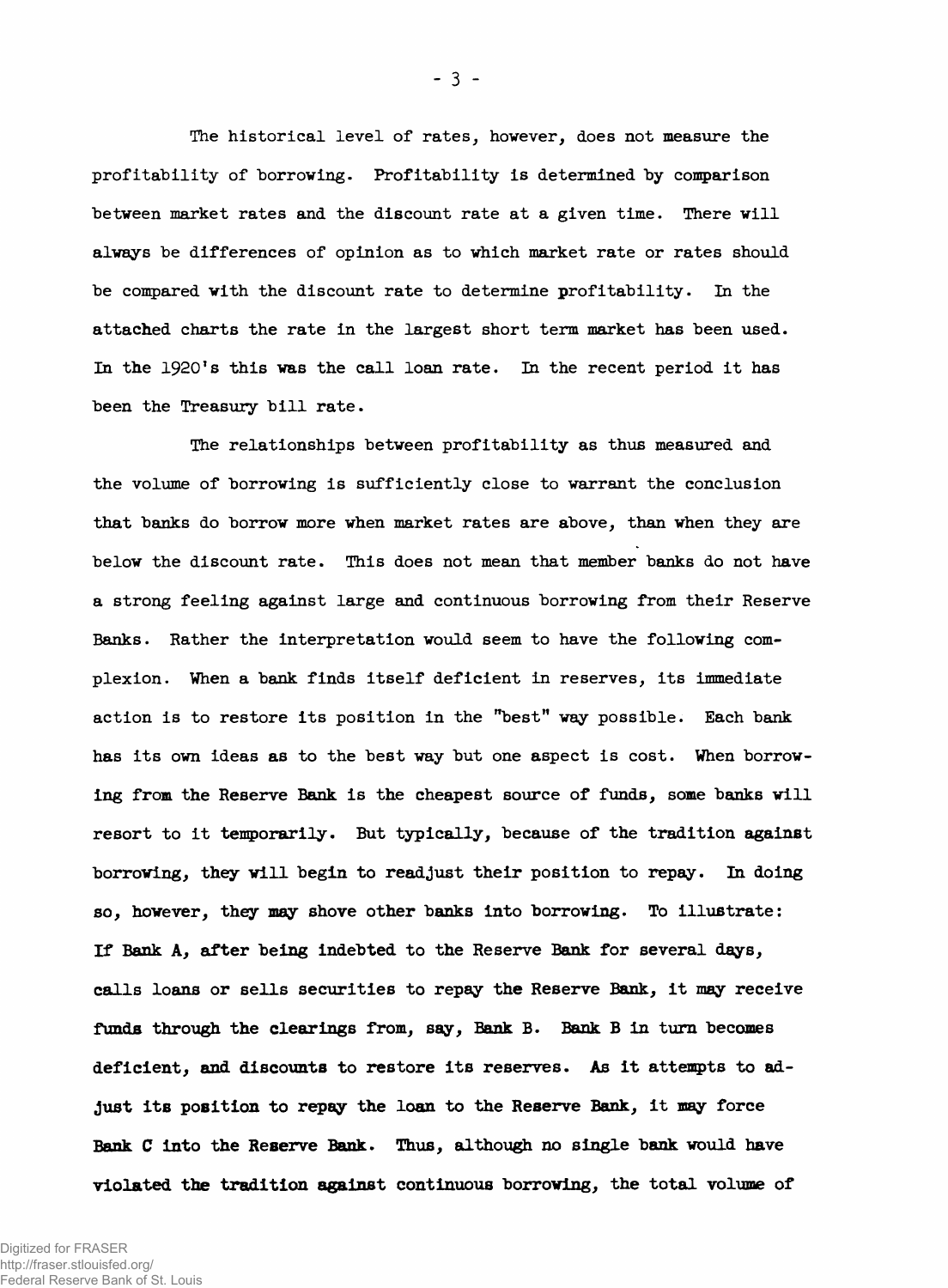The historical level of rates, however, does not measure the profitability of borrowing. Profitability is determined by comparison between market rates and the discount rate at a given time. There will always be differences of opinion as to which market rate or rates should be compared with the discount rate to determine profitability. In the attached charts the rate in the largest short term market has been used. In the 1920's this was the call loan rate. In the recent period it has been the Treasury bill rate.

The relationships between profitability as thus measured and the volume of borrowing is sufficiently close to warrant the conclusion that banks do borrow more when market rates are above, than when they are below the discount rate. This does not mean that member banks do not have a strong feeling against large and continuous borrowing from their Reserve Banks. Rather the interpretation would seem to have the following complexion. When a bank finds itself deficient in reserves, its immediate action is to restore its position in the "best" way possible. Each bank has its own ideas as to the best way but one aspect is cost. When borrowing from the Reserve Bank is the cheapest source of funds, some banks will resort to it temporarily. But typically, because of the tradition against borrowing, they will begin to readjust their position to repay. In doing so, however, they may shove other banks into borrowing. To illustrate: If Bank A, after being indebted to the Reserve Bank for several days, calls loans or sells securities to repay the Reserve Bank, it may receive funds through the clearings from, say, Bank B. Bank B in turn becomes deficient, and discounts to restore its reserves. As it attempts to adjust its position to repay the loan to the Reserve Bank, it may force Bank C into the Reserve Bank. Thus, although no single bank would have violated the tradition against continuous borrowing, the total volume of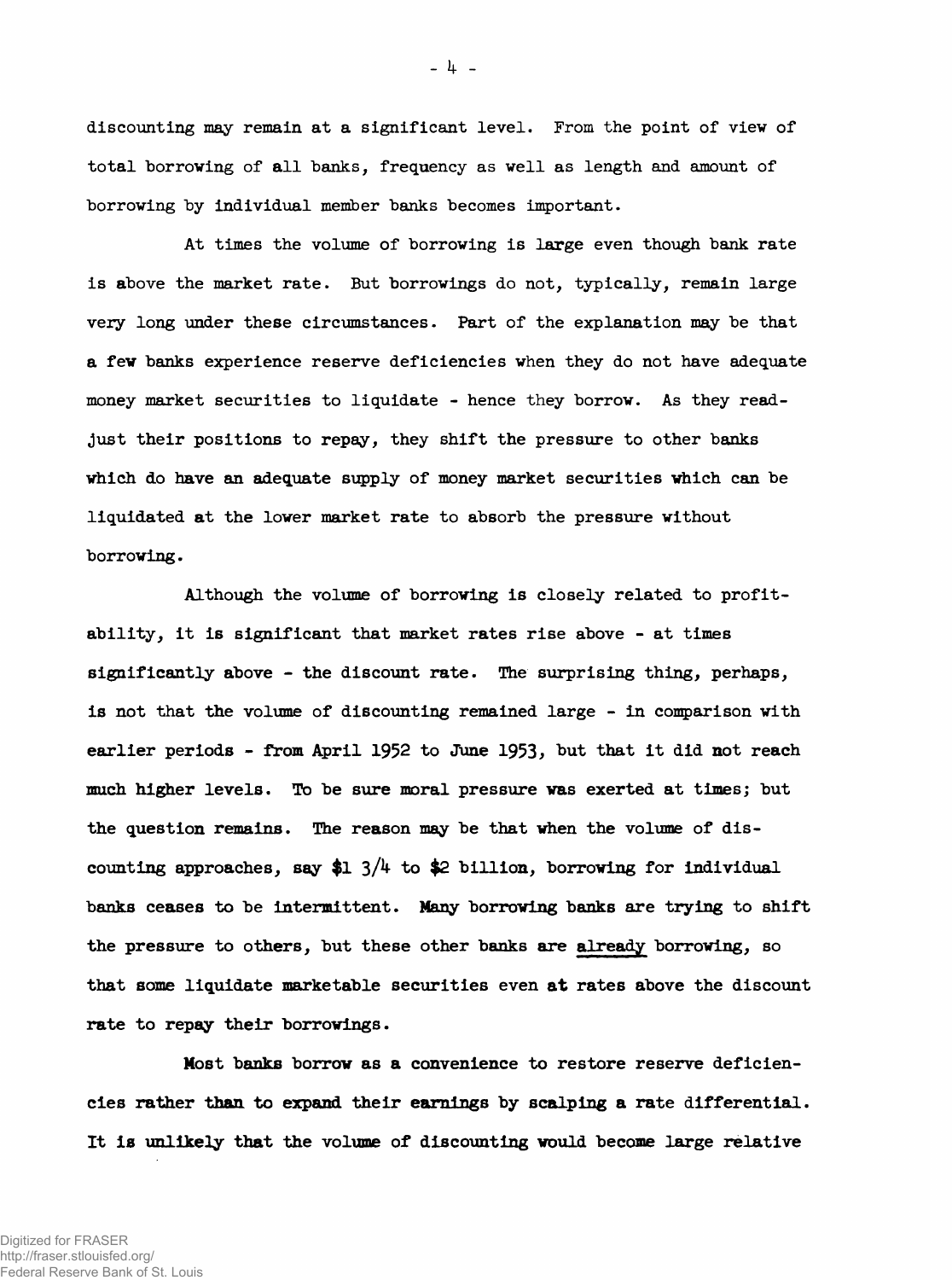discounting may remain at a significant level. From the point of view of total borrowing of all banks, frequency as well as length and amount of borrowing by individual member banks becomes important.

At times the volume of borrowing is large even though bank rate is above the market rate. But borrowings do not, typically, remain large very long under these circumstances. Part of the explanation may be that a few banks experience reserve deficiencies when they do not have adequate money market securities to liquidate - hence they borrow. As they readjust their positions to repay, they shift the pressure to other banks which do have an adequate supply of money market securities which can be liquidated at the lower market rate to absorb the pressure without borrowing.

Although the volume of borrowing is closely related to profitability, it is significant that market rates rise above - at times significantly above - the discount rate. The surprising thing, perhaps, is not that the volume of discounting remained large - in comparison with earlier periods - from April 1952 to June 1953, but that it did not reach much higher levels. To be sure moral pressure was exerted at times; but the question remains. The reason may be that when the volume of discounting approaches, say $1 3/4 to $2 billion, borrowing for individual banks ceases to be intermittent. Many borrowing banks are trying to shift the pressure to others, but these other banks are <u>already</u> borrowing, so that some liquidate marketable securities even at rates above the discount rate to repay their borrowings.

Most banks borrow as a convenience to restore reserve deficiencies rather than to expand their earnings by scalping a rate differential. It is unlikely that the volume of discounting would become large relative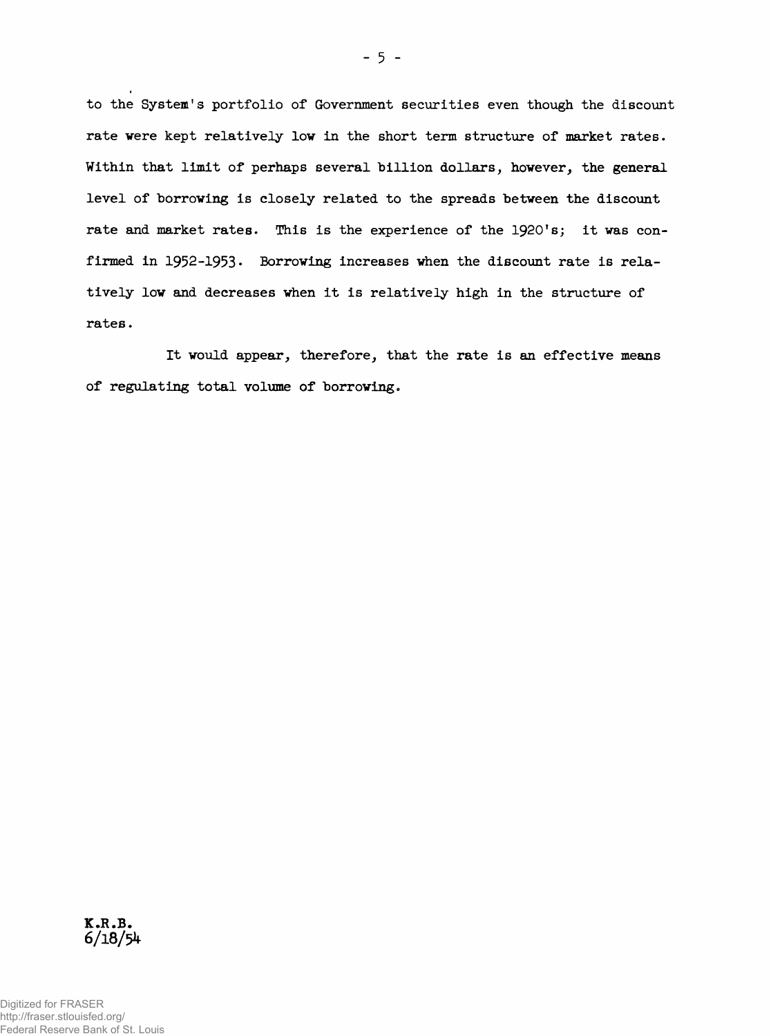to the System's portfolio of Government securities even though the discount rate were kept relatively low in the short term structure of market rates. Within that limit of perhaps several billion dollars, however, the general level of borrowing is closely related to the spreads between the discount rate and market rates. This is the experience of the 1920's; it was confirmed in 1952-1953. Borrowing increases when the discount rate is relatively low and decreases when it is relatively high in the structure of rates.

It would appear, therefore, that the rate is an effective means of regulating total volume of borrowing.

K.R.B.
6/18/54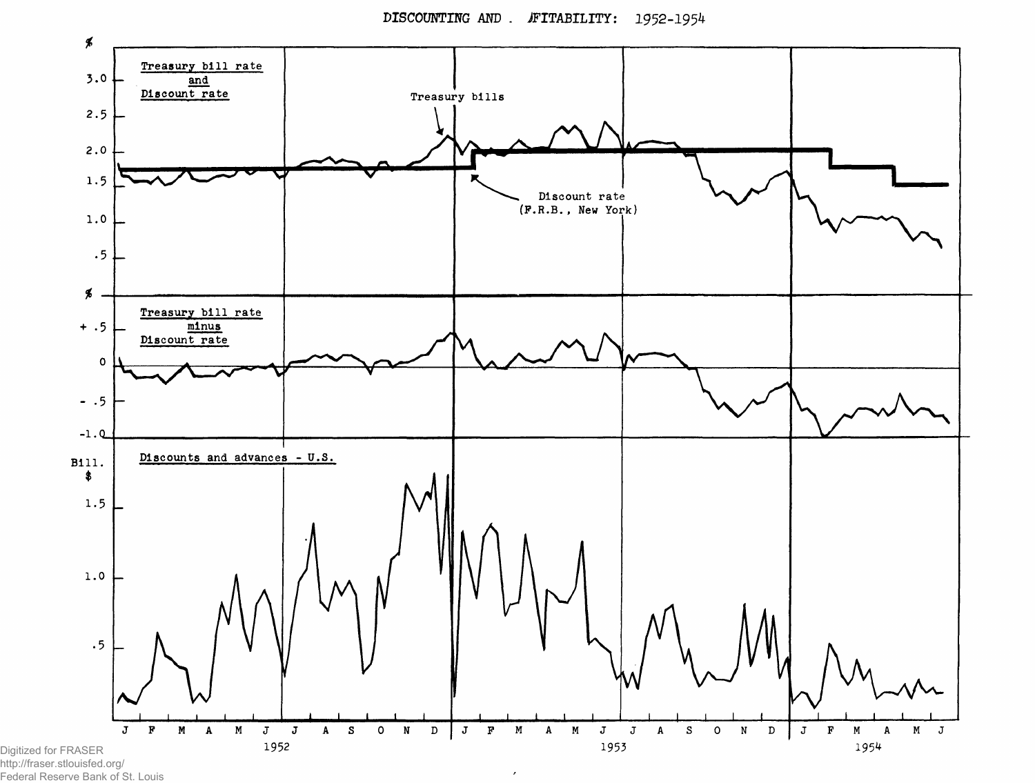DISCOUNTING AND PROFITABILITY: 1952-1954

%

Treasury bill rate and Discount rate

3.0
2.5
2.0
1.5
1.0
.5

Treasury bills

Discount rate (F.R.B., New York)

%

Treasury bill rate minus Discount rate

+ .5
0
- .5
-1.0

Bill. $

Discounts and advances - U.S.

1.5
1.0
.5

J F M A M J J A S O N D J F M A M J J A S O N D J F M A M J

1952 1953 1954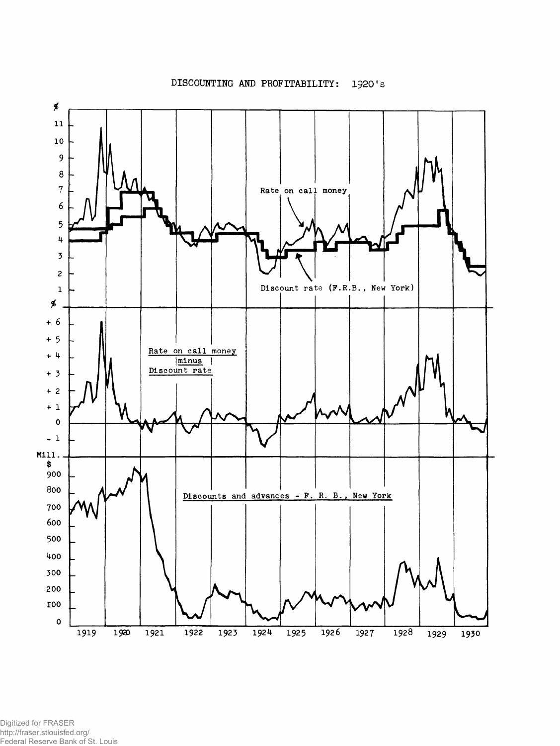DISCOUNTING AND PROFITABILITY: 1920's

Rate on call money

Discount rate (F.R.B., New York)

Rate on call money minus Discount rate

Discounts and advances - F. R. B., New York

1919 1920 1921 1922 1923 1924 1925 1926 1927 1928 1929 1930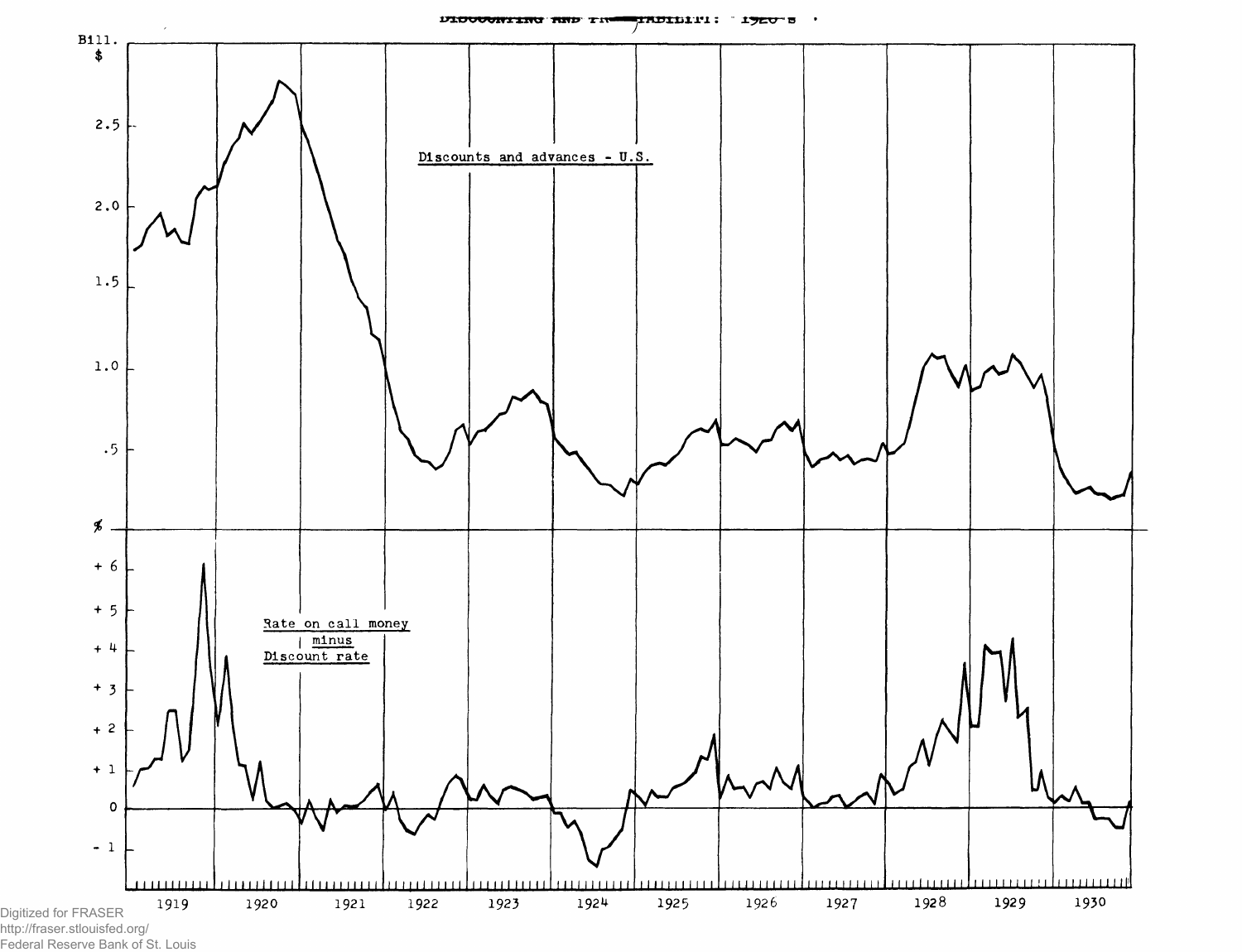DISCOUNTING AND INSTABILITY: 1920's

Bill. $

2.5
2.0
1.5
1.0
.5

Discounts and advances - U.S.

%

+ 6
+ 5
+ 4
+ 3
+ 2
+ 1
0
- 1

Rate on call money
minus
Discount rate

1919 1920 1921 1922 1923 1924 1925 1926 1927 1928 1929 1930